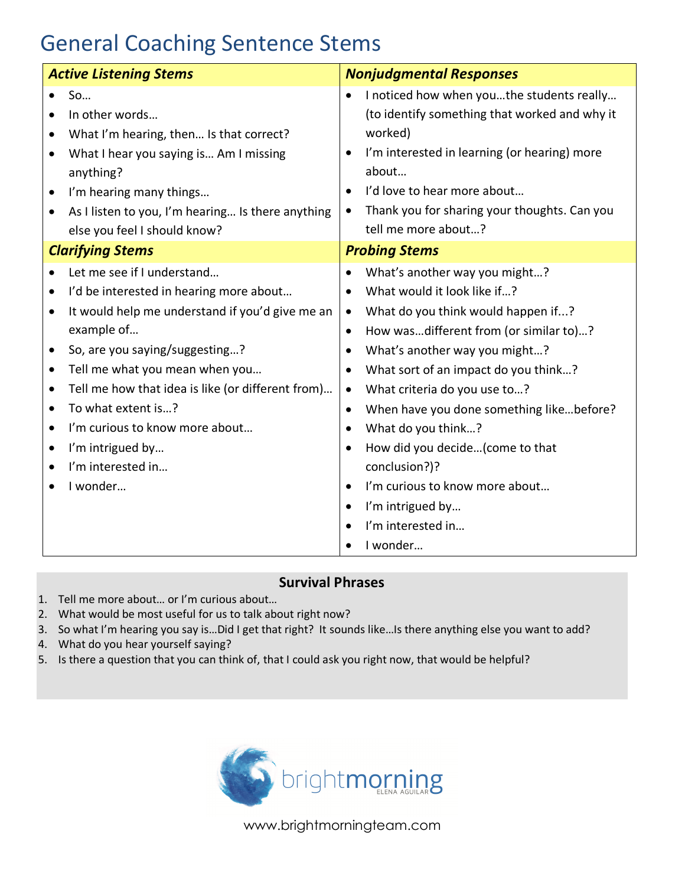# General Coaching Sentence Stems

| ***Active Listening Stems*** | ***Nonjudgmental Responses*** |
| --- | --- |
| • So…<br>• In other words…<br>• What I'm hearing, then… Is that correct?<br>• What I hear you saying is… Am I missing anything?<br>• I'm hearing many things…<br>• As I listen to you, I'm hearing… Is there anything else you feel I should know? | • I noticed how when you…the students really… (to identify something that worked and why it worked)<br>• I'm interested in learning (or hearing) more about…<br>• I'd love to hear more about…<br>• Thank you for sharing your thoughts. Can you tell me more about…? |
| ***Clarifying Stems*** | ***Probing Stems*** |
| • Let me see if I understand…<br>• I'd be interested in hearing more about…<br>• It would help me understand if you'd give me an example of…<br>• So, are you saying/suggesting…?<br>• Tell me what you mean when you…<br>• Tell me how that idea is like (or different from)…<br>• To what extent is…?<br>• I'm curious to know more about…<br>• I'm intrigued by…<br>• I'm interested in…<br>• I wonder… | • What's another way you might…?<br>• What would it look like if…?<br>• What do you think would happen if...?<br>• How was…different from (or similar to)…?<br>• What's another way you might…?<br>• What sort of an impact do you think…?<br>• What criteria do you use to…?<br>• When have you done something like…before?<br>• What do you think…?<br>• How did you decide…(come to that conclusion?)?<br>• I'm curious to know more about…<br>• I'm intrigued by…<br>• I'm interested in…<br>• I wonder… |

## Survival Phrases

1. Tell me more about… or I'm curious about…
2. What would be most useful for us to talk about right now?
3. So what I'm hearing you say is…Did I get that right? It sounds like…Is there anything else you want to add?
4. What do you hear yourself saying?
5. Is there a question that you can think of, that I could ask you right now, that would be helpful?

brightmorning ELENA AGUILAR

www.brightmorningteam.com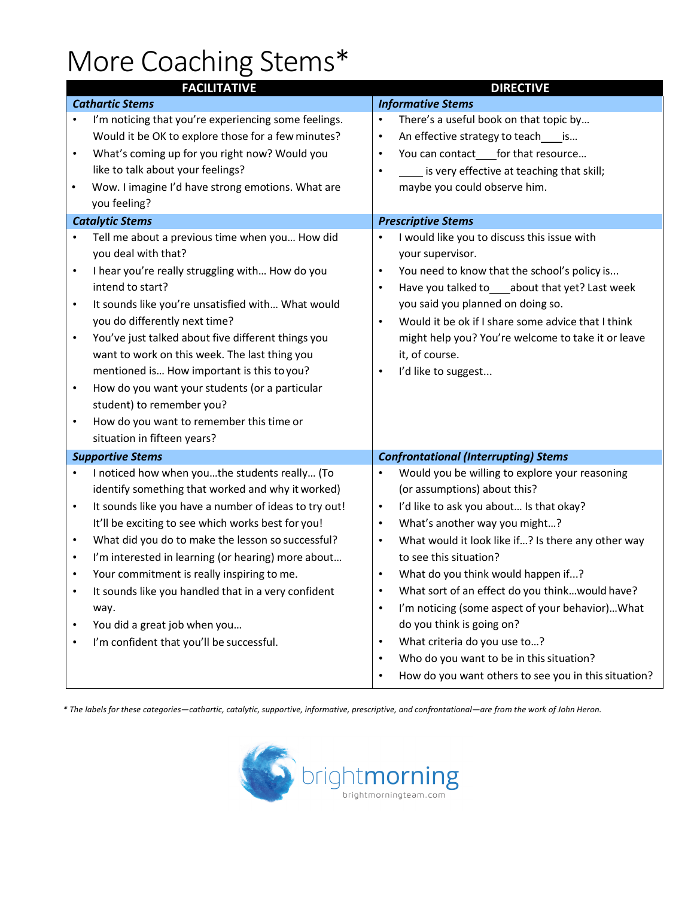# More Coaching Stems*

| FACILITATIVE | DIRECTIVE |
| --- | --- |
| ***Cathartic Stems*** | ***Informative Stems*** |
| • I'm noticing that you're experiencing some feelings. Would it be OK to explore those for a few minutes?<br>• What's coming up for you right now? Would you like to talk about your feelings?<br>• Wow. I imagine I'd have strong emotions. What are you feeling? | • There's a useful book on that topic by…<br>• An effective strategy to teach___is…<br>• You can contact___for that resource…<br>• ____ is very effective at teaching that skill; maybe you could observe him. |
| ***Catalytic Stems*** | ***Prescriptive Stems*** |
| • Tell me about a previous time when you… How did you deal with that?<br>• I hear you're really struggling with… How do you intend to start?<br>• It sounds like you're unsatisfied with… What would you do differently next time?<br>• You've just talked about five different things you want to work on this week. The last thing you mentioned is… How important is this to you?<br>• How do you want your students (or a particular student) to remember you?<br>• How do you want to remember this time or situation in fifteen years? | • I would like you to discuss this issue with your supervisor.<br>• You need to know that the school's policy is...<br>• Have you talked to___about that yet? Last week you said you planned on doing so.<br>• Would it be ok if I share some advice that I think might help you? You're welcome to take it or leave it, of course.<br>• I'd like to suggest... |
| ***Supportive Stems*** | ***Confrontational (Interrupting) Stems*** |
| • I noticed how when you…the students really… (To identify something that worked and why it worked)<br>• It sounds like you have a number of ideas to try out! It'll be exciting to see which works best for you!<br>• What did you do to make the lesson so successful?<br>• I'm interested in learning (or hearing) more about…<br>• Your commitment is really inspiring to me.<br>• It sounds like you handled that in a very confident way.<br>• You did a great job when you…<br>• I'm confident that you'll be successful. | • Would you be willing to explore your reasoning (or assumptions) about this?<br>• I'd like to ask you about… Is that okay?<br>• What's another way you might…?<br>• What would it look like if…? Is there any other way to see this situation?<br>• What do you think would happen if...?<br>• What sort of an effect do you think…would have?<br>• I'm noticing (some aspect of your behavior)…What do you think is going on?<br>• What criteria do you use to…?<br>• Who do you want to be in this situation?<br>• How do you want others to see you in this situation? |

*\* The labels for these categories—cathartic, catalytic, supportive, informative, prescriptive, and confrontational—are from the work of John Heron.*

brightmorning
brightmorningteam.com